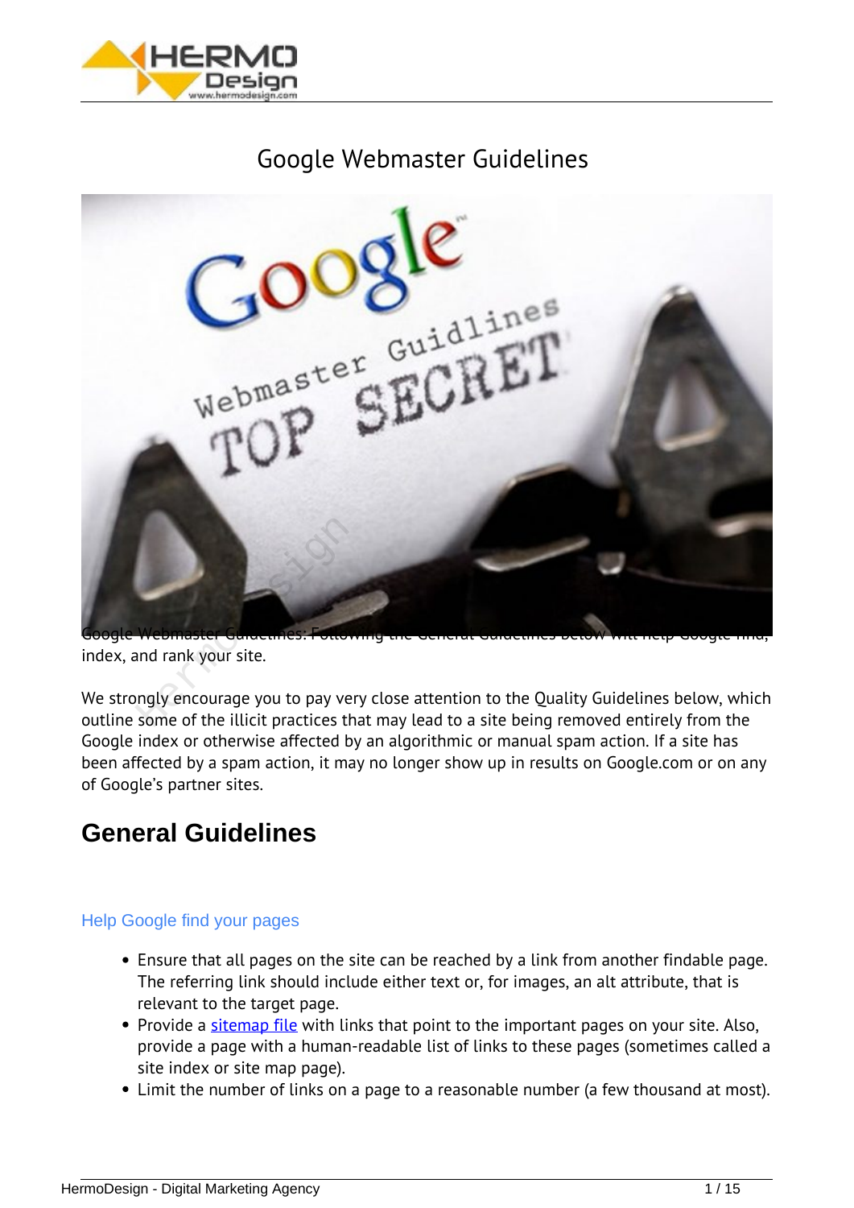# Google Webmaster Guidelines

Google Webmaster Guidelines: Following the General Guidelines below will help Google find, index, and rank your site.

We strongly encourage you to pay very close attention to the Quality Guidelines below, which outline some of the illicit practices that may lead to a site being removed entirely from the Google index or otherwise affected by an algorithmic or manual spam action. If a site has been affected by a spam action, it may no longer show up in results on Google.com or on any of Google's partner sites.

## General Guidelines

### Help Google find your pages

- Ensure that all pages on the site can be reached by a link from another findable page. The referring link should include either text or, for images, an alt attribute, that is relevant to the target page.
- Provide a sitemap file with links that point to the important pages on your site. Also, provide a page with a human-readable list of links to these pages (sometimes called a site index or site map page).
- Limit the number of links on a page to a reasonable number (a few thousand at most).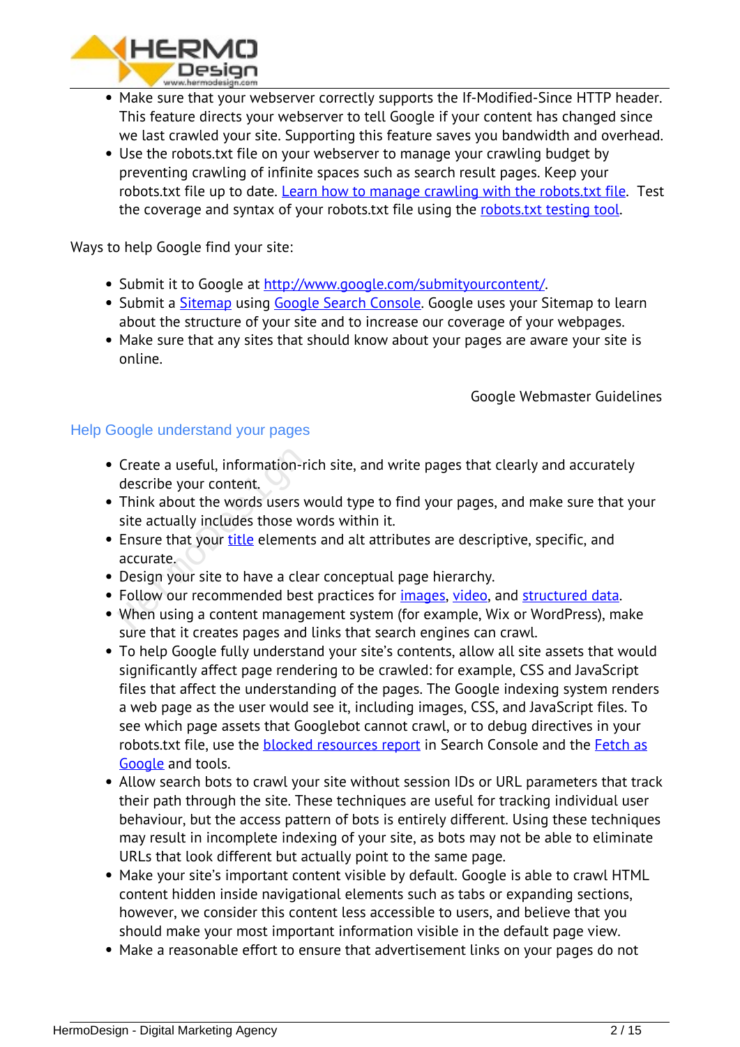- Make sure that your webserver correctly supports the If-Modified-Since HTTP header. This feature directs your webserver to tell Google if your content has changed since we last crawled your site. Supporting this feature saves you bandwidth and overhead.
- Use the robots.txt file on your webserver to manage your crawling budget by preventing crawling of infinite spaces such as search result pages. Keep your robots.txt file up to date. Learn how to manage crawling with the robots.txt file. Test the coverage and syntax of your robots.txt file using the robots.txt testing tool.

Ways to help Google find your site:

- Submit it to Google at http://www.google.com/submityourcontent/.
- Submit a Sitemap using Google Search Console. Google uses your Sitemap to learn about the structure of your site and to increase our coverage of your webpages.
- Make sure that any sites that should know about your pages are aware your site is online.

Google Webmaster Guidelines

## Help Google understand your pages

- Create a useful, information-rich site, and write pages that clearly and accurately describe your content.
- Think about the words users would type to find your pages, and make sure that your site actually includes those words within it.
- Ensure that your title elements and alt attributes are descriptive, specific, and accurate.
- Design your site to have a clear conceptual page hierarchy.
- Follow our recommended best practices for images, video, and structured data.
- When using a content management system (for example, Wix or WordPress), make sure that it creates pages and links that search engines can crawl.
- To help Google fully understand your site's contents, allow all site assets that would significantly affect page rendering to be crawled: for example, CSS and JavaScript files that affect the understanding of the pages. The Google indexing system renders a web page as the user would see it, including images, CSS, and JavaScript files. To see which page assets that Googlebot cannot crawl, or to debug directives in your robots.txt file, use the blocked resources report in Search Console and the Fetch as Google and tools.
- Allow search bots to crawl your site without session IDs or URL parameters that track their path through the site. These techniques are useful for tracking individual user behaviour, but the access pattern of bots is entirely different. Using these techniques may result in incomplete indexing of your site, as bots may not be able to eliminate URLs that look different but actually point to the same page.
- Make your site's important content visible by default. Google is able to crawl HTML content hidden inside navigational elements such as tabs or expanding sections, however, we consider this content less accessible to users, and believe that you should make your most important information visible in the default page view.
- Make a reasonable effort to ensure that advertisement links on your pages do not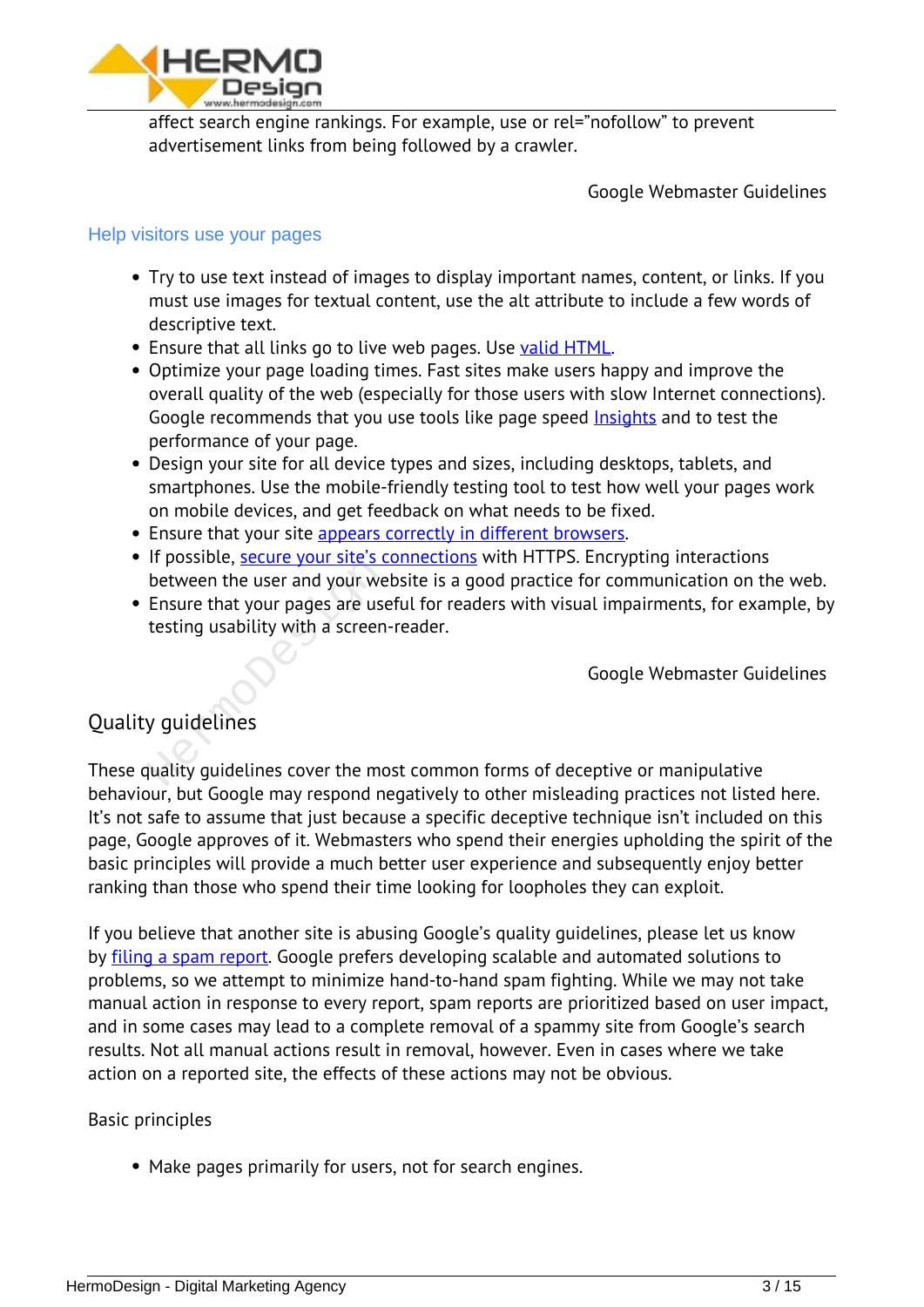affect search engine rankings. For example, use or rel="nofollow" to prevent advertisement links from being followed by a crawler.

Google Webmaster Guidelines

### Help visitors use your pages

- Try to use text instead of images to display important names, content, or links. If you must use images for textual content, use the alt attribute to include a few words of descriptive text.
- Ensure that all links go to live web pages. Use valid HTML.
- Optimize your page loading times. Fast sites make users happy and improve the overall quality of the web (especially for those users with slow Internet connections). Google recommends that you use tools like page speed Insights and to test the performance of your page.
- Design your site for all device types and sizes, including desktops, tablets, and smartphones. Use the mobile-friendly testing tool to test how well your pages work on mobile devices, and get feedback on what needs to be fixed.
- Ensure that your site appears correctly in different browsers.
- If possible, secure your site's connections with HTTPS. Encrypting interactions between the user and your website is a good practice for communication on the web.
- Ensure that your pages are useful for readers with visual impairments, for example, by testing usability with a screen-reader.

Google Webmaster Guidelines

## Quality guidelines

These quality guidelines cover the most common forms of deceptive or manipulative behaviour, but Google may respond negatively to other misleading practices not listed here. It's not safe to assume that just because a specific deceptive technique isn't included on this page, Google approves of it. Webmasters who spend their energies upholding the spirit of the basic principles will provide a much better user experience and subsequently enjoy better ranking than those who spend their time looking for loopholes they can exploit.

If you believe that another site is abusing Google's quality guidelines, please let us know by filing a spam report. Google prefers developing scalable and automated solutions to problems, so we attempt to minimize hand-to-hand spam fighting. While we may not take manual action in response to every report, spam reports are prioritized based on user impact, and in some cases may lead to a complete removal of a spammy site from Google's search results. Not all manual actions result in removal, however. Even in cases where we take action on a reported site, the effects of these actions may not be obvious.

Basic principles

- Make pages primarily for users, not for search engines.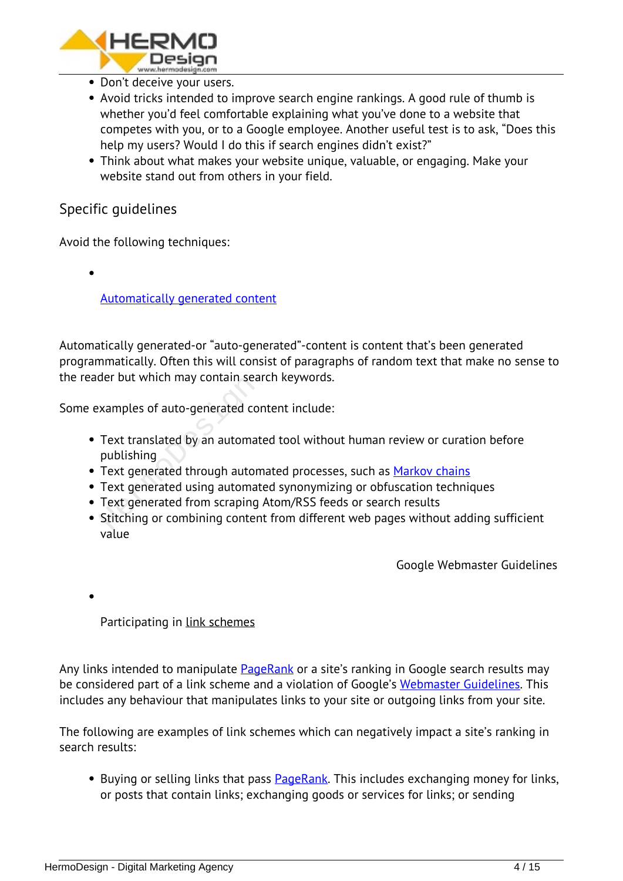- Don't deceive your users.
- Avoid tricks intended to improve search engine rankings. A good rule of thumb is whether you'd feel comfortable explaining what you've done to a website that competes with you, or to a Google employee. Another useful test is to ask, "Does this help my users? Would I do this if search engines didn't exist?"
- Think about what makes your website unique, valuable, or engaging. Make your website stand out from others in your field.

## Specific guidelines

Avoid the following techniques:

- [Automatically generated content]

Automatically generated-or "auto-generated"-content is content that's been generated programmatically. Often this will consist of paragraphs of random text that make no sense to the reader but which may contain search keywords.

Some examples of auto-generated content include:

- Text translated by an automated tool without human review or curation before publishing
- Text generated through automated processes, such as [Markov chains]
- Text generated using automated synonymizing or obfuscation techniques
- Text generated from scraping Atom/RSS feeds or search results
- Stitching or combining content from different web pages without adding sufficient value

Google Webmaster Guidelines

- Participating in [link schemes]

Any links intended to manipulate [PageRank] or a site's ranking in Google search results may be considered part of a link scheme and a violation of Google's [Webmaster Guidelines]. This includes any behaviour that manipulates links to your site or outgoing links from your site.

The following are examples of link schemes which can negatively impact a site's ranking in search results:

- Buying or selling links that pass [PageRank]. This includes exchanging money for links, or posts that contain links; exchanging goods or services for links; or sending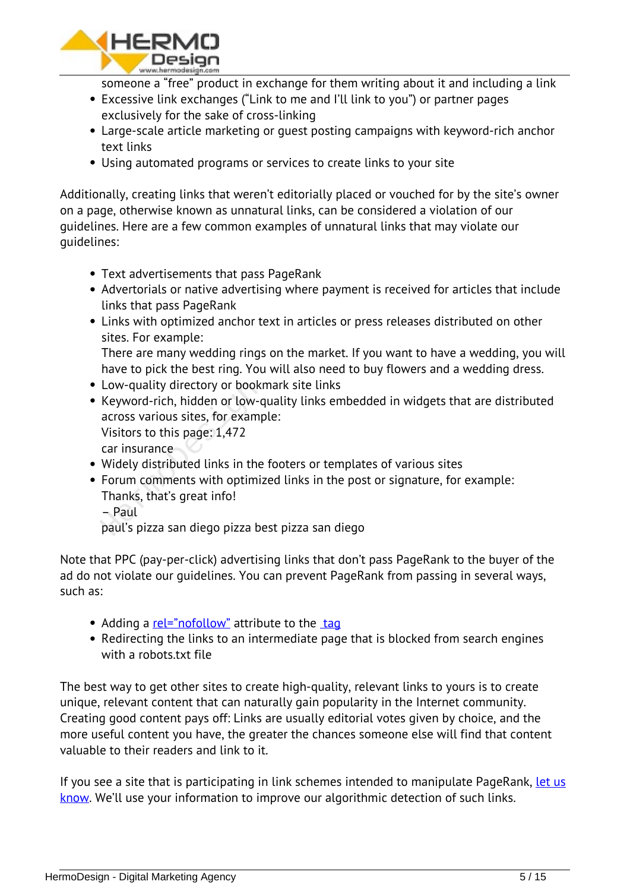someone a "free" product in exchange for them writing about it and including a link
- Excessive link exchanges ("Link to me and I'll link to you") or partner pages exclusively for the sake of cross-linking
- Large-scale article marketing or guest posting campaigns with keyword-rich anchor text links
- Using automated programs or services to create links to your site

Additionally, creating links that weren't editorially placed or vouched for by the site's owner on a page, otherwise known as unnatural links, can be considered a violation of our guidelines. Here are a few common examples of unnatural links that may violate our guidelines:

- Text advertisements that pass PageRank
- Advertorials or native advertising where payment is received for articles that include links that pass PageRank
- Links with optimized anchor text in articles or press releases distributed on other sites. For example:
  There are many wedding rings on the market. If you want to have a wedding, you will have to pick the best ring. You will also need to buy flowers and a wedding dress.
- Low-quality directory or bookmark site links
- Keyword-rich, hidden or low-quality links embedded in widgets that are distributed across various sites, for example:
  Visitors to this page: 1,472
  car insurance
- Widely distributed links in the footers or templates of various sites
- Forum comments with optimized links in the post or signature, for example:
  Thanks, that's great info!
  – Paul
  paul's pizza san diego pizza best pizza san diego

Note that PPC (pay-per-click) advertising links that don't pass PageRank to the buyer of the ad do not violate our guidelines. You can prevent PageRank from passing in several ways, such as:

- Adding a rel="nofollow" attribute to the tag
- Redirecting the links to an intermediate page that is blocked from search engines with a robots.txt file

The best way to get other sites to create high-quality, relevant links to yours is to create unique, relevant content that can naturally gain popularity in the Internet community. Creating good content pays off: Links are usually editorial votes given by choice, and the more useful content you have, the greater the chances someone else will find that content valuable to their readers and link to it.

If you see a site that is participating in link schemes intended to manipulate PageRank, let us know. We'll use your information to improve our algorithmic detection of such links.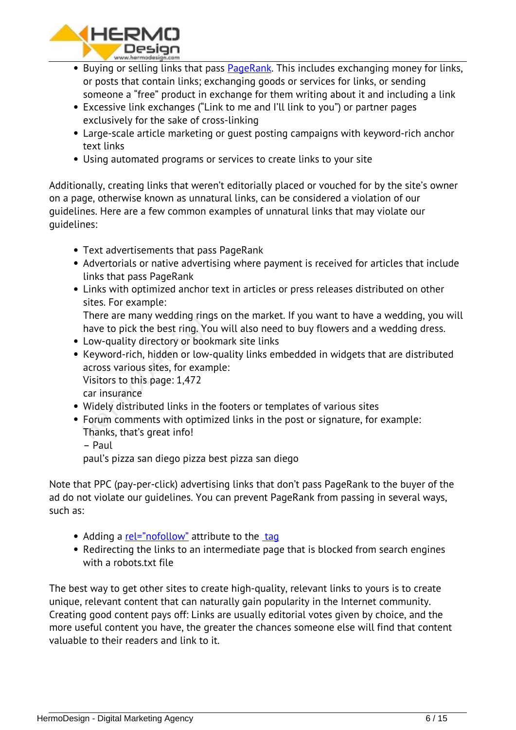- Buying or selling links that pass PageRank. This includes exchanging money for links, or posts that contain links; exchanging goods or services for links, or sending someone a "free" product in exchange for them writing about it and including a link
- Excessive link exchanges ("Link to me and I'll link to you") or partner pages exclusively for the sake of cross-linking
- Large-scale article marketing or guest posting campaigns with keyword-rich anchor text links
- Using automated programs or services to create links to your site

Additionally, creating links that weren't editorially placed or vouched for by the site's owner on a page, otherwise known as unnatural links, can be considered a violation of our guidelines. Here are a few common examples of unnatural links that may violate our guidelines:

- Text advertisements that pass PageRank
- Advertorials or native advertising where payment is received for articles that include links that pass PageRank
- Links with optimized anchor text in articles or press releases distributed on other sites. For example:
  There are many wedding rings on the market. If you want to have a wedding, you will have to pick the best ring. You will also need to buy flowers and a wedding dress.
- Low-quality directory or bookmark site links
- Keyword-rich, hidden or low-quality links embedded in widgets that are distributed across various sites, for example:
  Visitors to this page: 1,472
  car insurance
- Widely distributed links in the footers or templates of various sites
- Forum comments with optimized links in the post or signature, for example:
  Thanks, that's great info!
  – Paul
  paul's pizza san diego pizza best pizza san diego

Note that PPC (pay-per-click) advertising links that don't pass PageRank to the buyer of the ad do not violate our guidelines. You can prevent PageRank from passing in several ways, such as:

- Adding a rel="nofollow" attribute to the tag
- Redirecting the links to an intermediate page that is blocked from search engines with a robots.txt file

The best way to get other sites to create high-quality, relevant links to yours is to create unique, relevant content that can naturally gain popularity in the Internet community. Creating good content pays off: Links are usually editorial votes given by choice, and the more useful content you have, the greater the chances someone else will find that content valuable to their readers and link to it.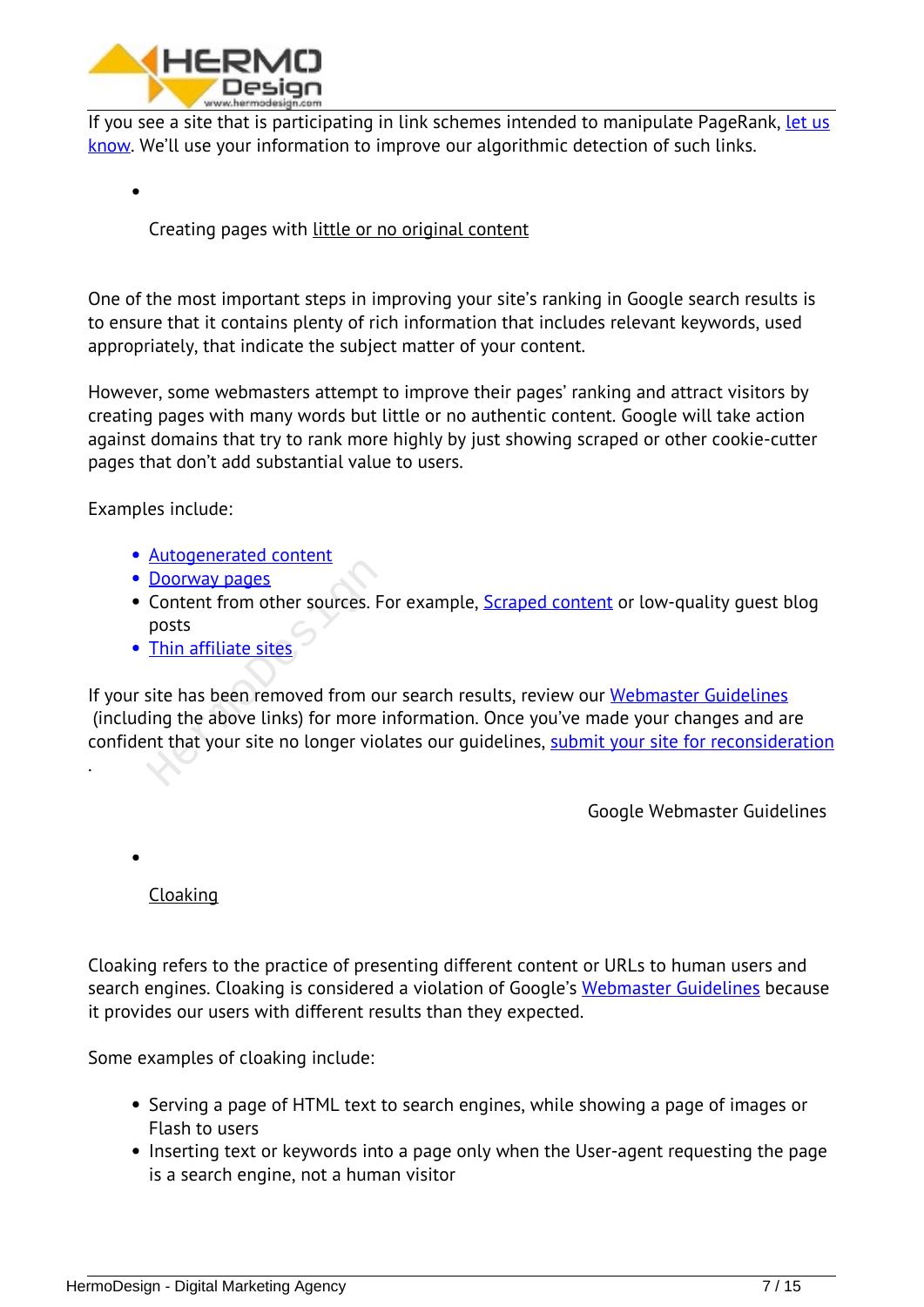If you see a site that is participating in link schemes intended to manipulate PageRank, let us know. We'll use your information to improve our algorithmic detection of such links.

- Creating pages with little or no original content

One of the most important steps in improving your site's ranking in Google search results is to ensure that it contains plenty of rich information that includes relevant keywords, used appropriately, that indicate the subject matter of your content.

However, some webmasters attempt to improve their pages' ranking and attract visitors by creating pages with many words but little or no authentic content. Google will take action against domains that try to rank more highly by just showing scraped or other cookie-cutter pages that don't add substantial value to users.

Examples include:

- Autogenerated content
- Doorway pages
- Content from other sources. For example, Scraped content or low-quality guest blog posts
- Thin affiliate sites

If your site has been removed from our search results, review our Webmaster Guidelines (including the above links) for more information. Once you've made your changes and are confident that your site no longer violates our guidelines, submit your site for reconsideration.

Google Webmaster Guidelines

- Cloaking

Cloaking refers to the practice of presenting different content or URLs to human users and search engines. Cloaking is considered a violation of Google's Webmaster Guidelines because it provides our users with different results than they expected.

Some examples of cloaking include:

- Serving a page of HTML text to search engines, while showing a page of images or Flash to users
- Inserting text or keywords into a page only when the User-agent requesting the page is a search engine, not a human visitor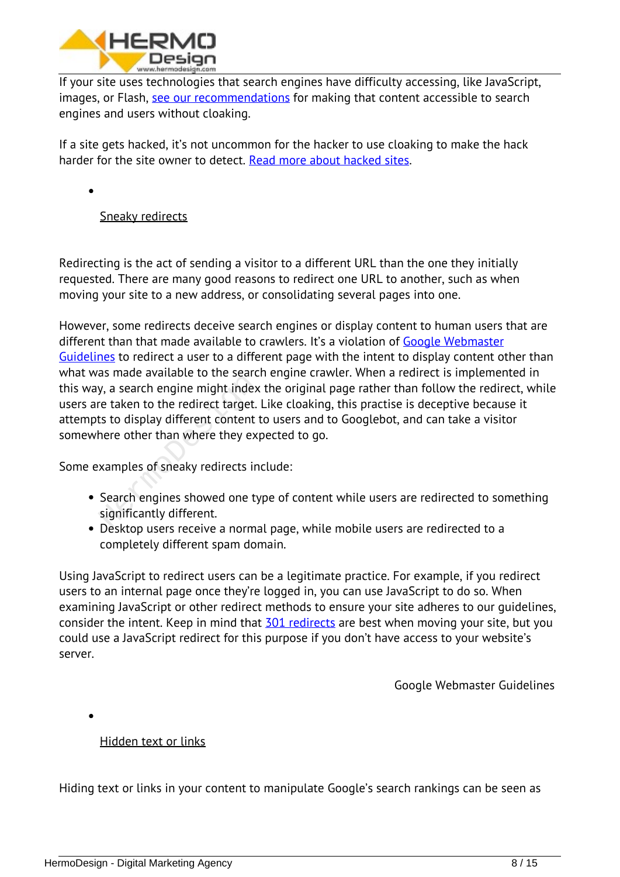If your site uses technologies that search engines have difficulty accessing, like JavaScript, images, or Flash, see our recommendations for making that content accessible to search engines and users without cloaking.

If a site gets hacked, it's not uncommon for the hacker to use cloaking to make the hack harder for the site owner to detect. Read more about hacked sites.

- Sneaky redirects

Redirecting is the act of sending a visitor to a different URL than the one they initially requested. There are many good reasons to redirect one URL to another, such as when moving your site to a new address, or consolidating several pages into one.

However, some redirects deceive search engines or display content to human users that are different than that made available to crawlers. It's a violation of Google Webmaster Guidelines to redirect a user to a different page with the intent to display content other than what was made available to the search engine crawler. When a redirect is implemented in this way, a search engine might index the original page rather than follow the redirect, while users are taken to the redirect target. Like cloaking, this practise is deceptive because it attempts to display different content to users and to Googlebot, and can take a visitor somewhere other than where they expected to go.

Some examples of sneaky redirects include:

- Search engines showed one type of content while users are redirected to something significantly different.
- Desktop users receive a normal page, while mobile users are redirected to a completely different spam domain.

Using JavaScript to redirect users can be a legitimate practice. For example, if you redirect users to an internal page once they're logged in, you can use JavaScript to do so. When examining JavaScript or other redirect methods to ensure your site adheres to our guidelines, consider the intent. Keep in mind that 301 redirects are best when moving your site, but you could use a JavaScript redirect for this purpose if you don't have access to your website's server.

Google Webmaster Guidelines

- Hidden text or links

Hiding text or links in your content to manipulate Google's search rankings can be seen as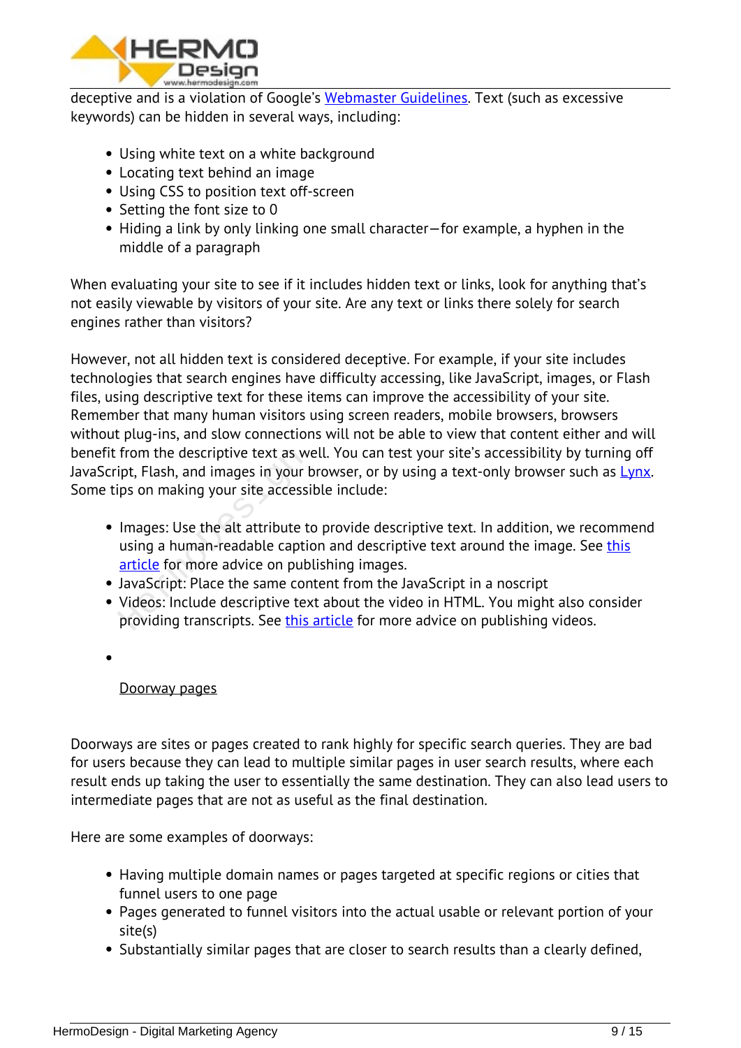deceptive and is a violation of Google's [Webmaster Guidelines](). Text (such as excessive keywords) can be hidden in several ways, including:

- Using white text on a white background
- Locating text behind an image
- Using CSS to position text off-screen
- Setting the font size to 0
- Hiding a link by only linking one small character—for example, a hyphen in the middle of a paragraph

When evaluating your site to see if it includes hidden text or links, look for anything that's not easily viewable by visitors of your site. Are any text or links there solely for search engines rather than visitors?

However, not all hidden text is considered deceptive. For example, if your site includes technologies that search engines have difficulty accessing, like JavaScript, images, or Flash files, using descriptive text for these items can improve the accessibility of your site. Remember that many human visitors using screen readers, mobile browsers, browsers without plug-ins, and slow connections will not be able to view that content either and will benefit from the descriptive text as well. You can test your site's accessibility by turning off JavaScript, Flash, and images in your browser, or by using a text-only browser such as Lynx. Some tips on making your site accessible include:

- Images: Use the alt attribute to provide descriptive text. In addition, we recommend using a human-readable caption and descriptive text around the image. See this article for more advice on publishing images.
- JavaScript: Place the same content from the JavaScript in a noscript
- Videos: Include descriptive text about the video in HTML. You might also consider providing transcripts. See this article for more advice on publishing videos.
- Doorway pages

Doorways are sites or pages created to rank highly for specific search queries. They are bad for users because they can lead to multiple similar pages in user search results, where each result ends up taking the user to essentially the same destination. They can also lead users to intermediate pages that are not as useful as the final destination.

Here are some examples of doorways:

- Having multiple domain names or pages targeted at specific regions or cities that funnel users to one page
- Pages generated to funnel visitors into the actual usable or relevant portion of your site(s)
- Substantially similar pages that are closer to search results than a clearly defined,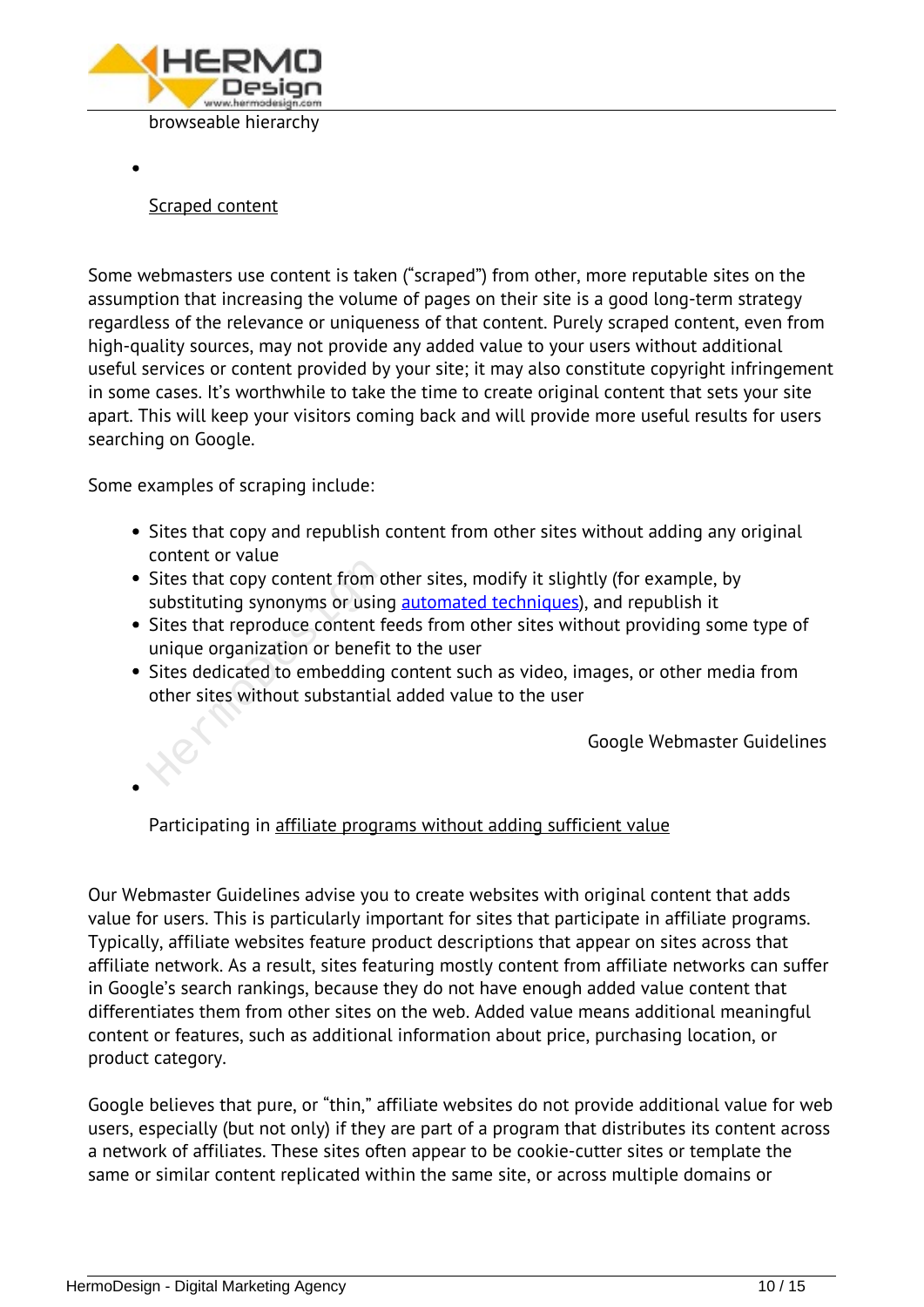browseable hierarchy

- Scraped content

Some webmasters use content is taken ("scraped") from other, more reputable sites on the assumption that increasing the volume of pages on their site is a good long-term strategy regardless of the relevance or uniqueness of that content. Purely scraped content, even from high-quality sources, may not provide any added value to your users without additional useful services or content provided by your site; it may also constitute copyright infringement in some cases. It's worthwhile to take the time to create original content that sets your site apart. This will keep your visitors coming back and will provide more useful results for users searching on Google.

Some examples of scraping include:

- Sites that copy and republish content from other sites without adding any original content or value
- Sites that copy content from other sites, modify it slightly (for example, by substituting synonyms or using automated techniques), and republish it
- Sites that reproduce content feeds from other sites without providing some type of unique organization or benefit to the user
- Sites dedicated to embedding content such as video, images, or other media from other sites without substantial added value to the user

Google Webmaster Guidelines

- Participating in affiliate programs without adding sufficient value

Our Webmaster Guidelines advise you to create websites with original content that adds value for users. This is particularly important for sites that participate in affiliate programs. Typically, affiliate websites feature product descriptions that appear on sites across that affiliate network. As a result, sites featuring mostly content from affiliate networks can suffer in Google's search rankings, because they do not have enough added value content that differentiates them from other sites on the web. Added value means additional meaningful content or features, such as additional information about price, purchasing location, or product category.

Google believes that pure, or "thin," affiliate websites do not provide additional value for web users, especially (but not only) if they are part of a program that distributes its content across a network of affiliates. These sites often appear to be cookie-cutter sites or template the same or similar content replicated within the same site, or across multiple domains or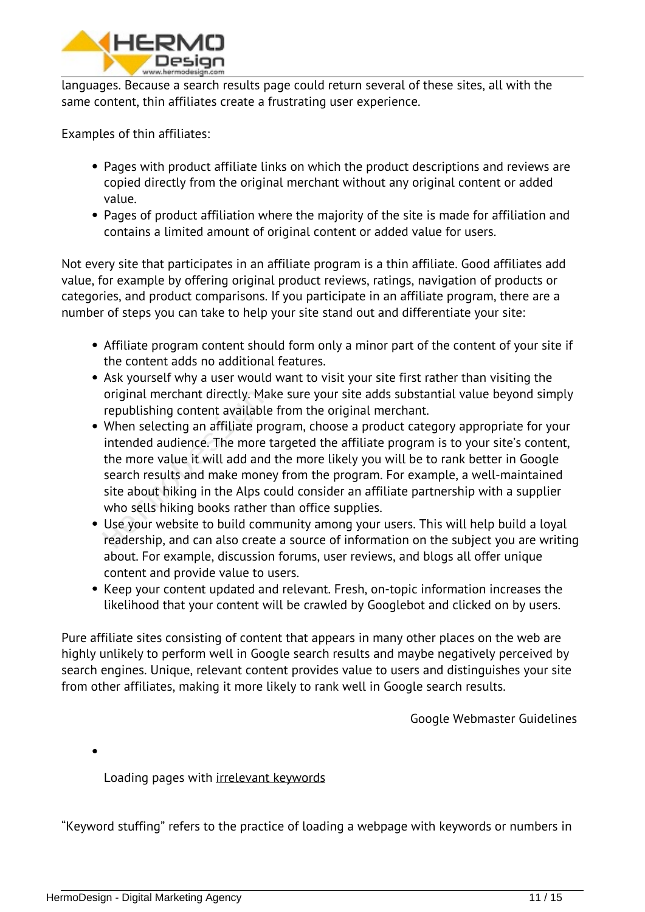languages. Because a search results page could return several of these sites, all with the same content, thin affiliates create a frustrating user experience.

Examples of thin affiliates:

- Pages with product affiliate links on which the product descriptions and reviews are copied directly from the original merchant without any original content or added value.
- Pages of product affiliation where the majority of the site is made for affiliation and contains a limited amount of original content or added value for users.

Not every site that participates in an affiliate program is a thin affiliate. Good affiliates add value, for example by offering original product reviews, ratings, navigation of products or categories, and product comparisons. If you participate in an affiliate program, there are a number of steps you can take to help your site stand out and differentiate your site:

- Affiliate program content should form only a minor part of the content of your site if the content adds no additional features.
- Ask yourself why a user would want to visit your site first rather than visiting the original merchant directly. Make sure your site adds substantial value beyond simply republishing content available from the original merchant.
- When selecting an affiliate program, choose a product category appropriate for your intended audience. The more targeted the affiliate program is to your site's content, the more value it will add and the more likely you will be to rank better in Google search results and make money from the program. For example, a well-maintained site about hiking in the Alps could consider an affiliate partnership with a supplier who sells hiking books rather than office supplies.
- Use your website to build community among your users. This will help build a loyal readership, and can also create a source of information on the subject you are writing about. For example, discussion forums, user reviews, and blogs all offer unique content and provide value to users.
- Keep your content updated and relevant. Fresh, on-topic information increases the likelihood that your content will be crawled by Googlebot and clicked on by users.

Pure affiliate sites consisting of content that appears in many other places on the web are highly unlikely to perform well in Google search results and maybe negatively perceived by search engines. Unique, relevant content provides value to users and distinguishes your site from other affiliates, making it more likely to rank well in Google search results.

Google Webmaster Guidelines

- Loading pages with irrelevant keywords

"Keyword stuffing" refers to the practice of loading a webpage with keywords or numbers in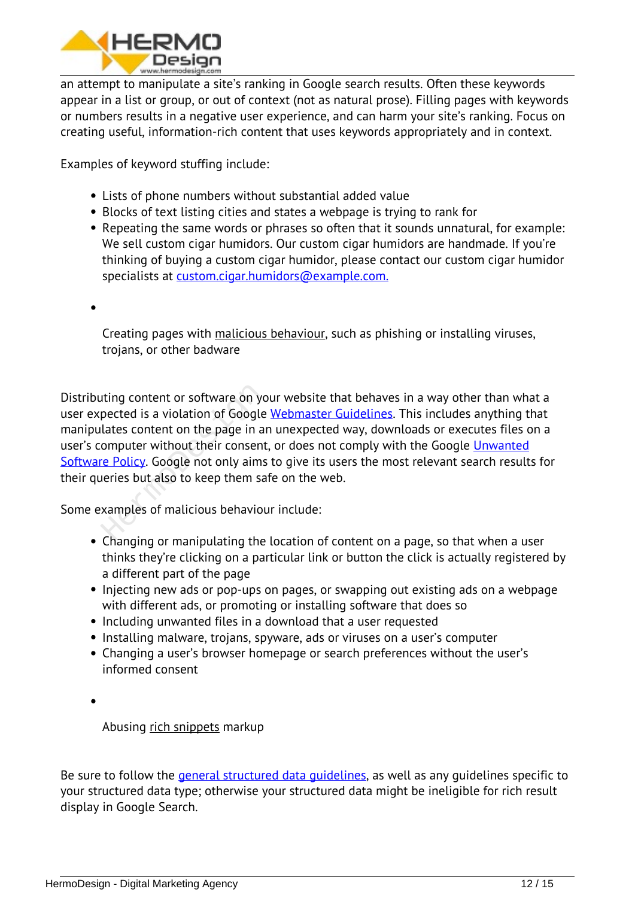an attempt to manipulate a site's ranking in Google search results. Often these keywords appear in a list or group, or out of context (not as natural prose). Filling pages with keywords or numbers results in a negative user experience, and can harm your site's ranking. Focus on creating useful, information-rich content that uses keywords appropriately and in context.

Examples of keyword stuffing include:

- Lists of phone numbers without substantial added value
- Blocks of text listing cities and states a webpage is trying to rank for
- Repeating the same words or phrases so often that it sounds unnatural, for example: We sell custom cigar humidors. Our custom cigar humidors are handmade. If you're thinking of buying a custom cigar humidor, please contact our custom cigar humidor specialists at [custom.cigar.humidors@example.com.](mailto:custom.cigar.humidors@example.com)
- Creating pages with malicious behaviour, such as phishing or installing viruses, trojans, or other badware

Distributing content or software on your website that behaves in a way other than what a user expected is a violation of Google [Webmaster Guidelines](). This includes anything that manipulates content on the page in an unexpected way, downloads or executes files on a user's computer without their consent, or does not comply with the Google [Unwanted Software Policy](). Google not only aims to give its users the most relevant search results for their queries but also to keep them safe on the web.

Some examples of malicious behaviour include:

- Changing or manipulating the location of content on a page, so that when a user thinks they're clicking on a particular link or button the click is actually registered by a different part of the page
- Injecting new ads or pop-ups on pages, or swapping out existing ads on a webpage with different ads, or promoting or installing software that does so
- Including unwanted files in a download that a user requested
- Installing malware, trojans, spyware, ads or viruses on a user's computer
- Changing a user's browser homepage or search preferences without the user's informed consent
- Abusing rich snippets markup

Be sure to follow the [general structured data guidelines](), as well as any guidelines specific to your structured data type; otherwise your structured data might be ineligible for rich result display in Google Search.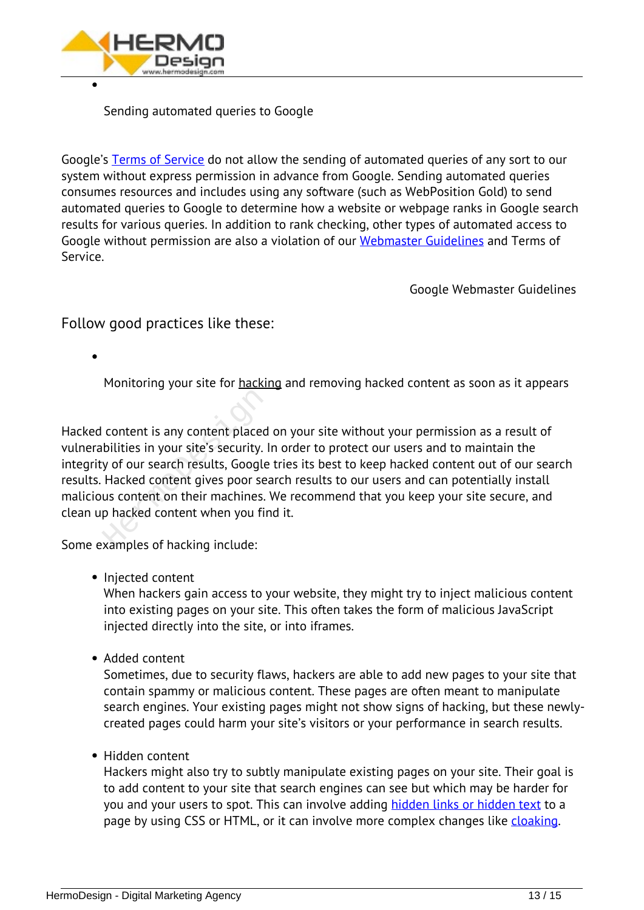- Sending automated queries to Google

Google's [Terms of Service](#) do not allow the sending of automated queries of any sort to our system without express permission in advance from Google. Sending automated queries consumes resources and includes using any software (such as WebPosition Gold) to send automated queries to Google to determine how a website or webpage ranks in Google search results for various queries. In addition to rank checking, other types of automated access to Google without permission are also a violation of our [Webmaster Guidelines](#) and Terms of Service.

Google Webmaster Guidelines

## Follow good practices like these:

- Monitoring your site for hacking and removing hacked content as soon as it appears

Hacked content is any content placed on your site without your permission as a result of vulnerabilities in your site's security. In order to protect our users and to maintain the integrity of our search results, Google tries its best to keep hacked content out of our search results. Hacked content gives poor search results to our users and can potentially install malicious content on their machines. We recommend that you keep your site secure, and clean up hacked content when you find it.

Some examples of hacking include:

- Injected content
  When hackers gain access to your website, they might try to inject malicious content into existing pages on your site. This often takes the form of malicious JavaScript injected directly into the site, or into iframes.

- Added content
  Sometimes, due to security flaws, hackers are able to add new pages to your site that contain spammy or malicious content. These pages are often meant to manipulate search engines. Your existing pages might not show signs of hacking, but these newly-created pages could harm your site's visitors or your performance in search results.

- Hidden content
  Hackers might also try to subtly manipulate existing pages on your site. Their goal is to add content to your site that search engines can see but which may be harder for you and your users to spot. This can involve adding [hidden links or hidden text](#) to a page by using CSS or HTML, or it can involve more complex changes like [cloaking](#).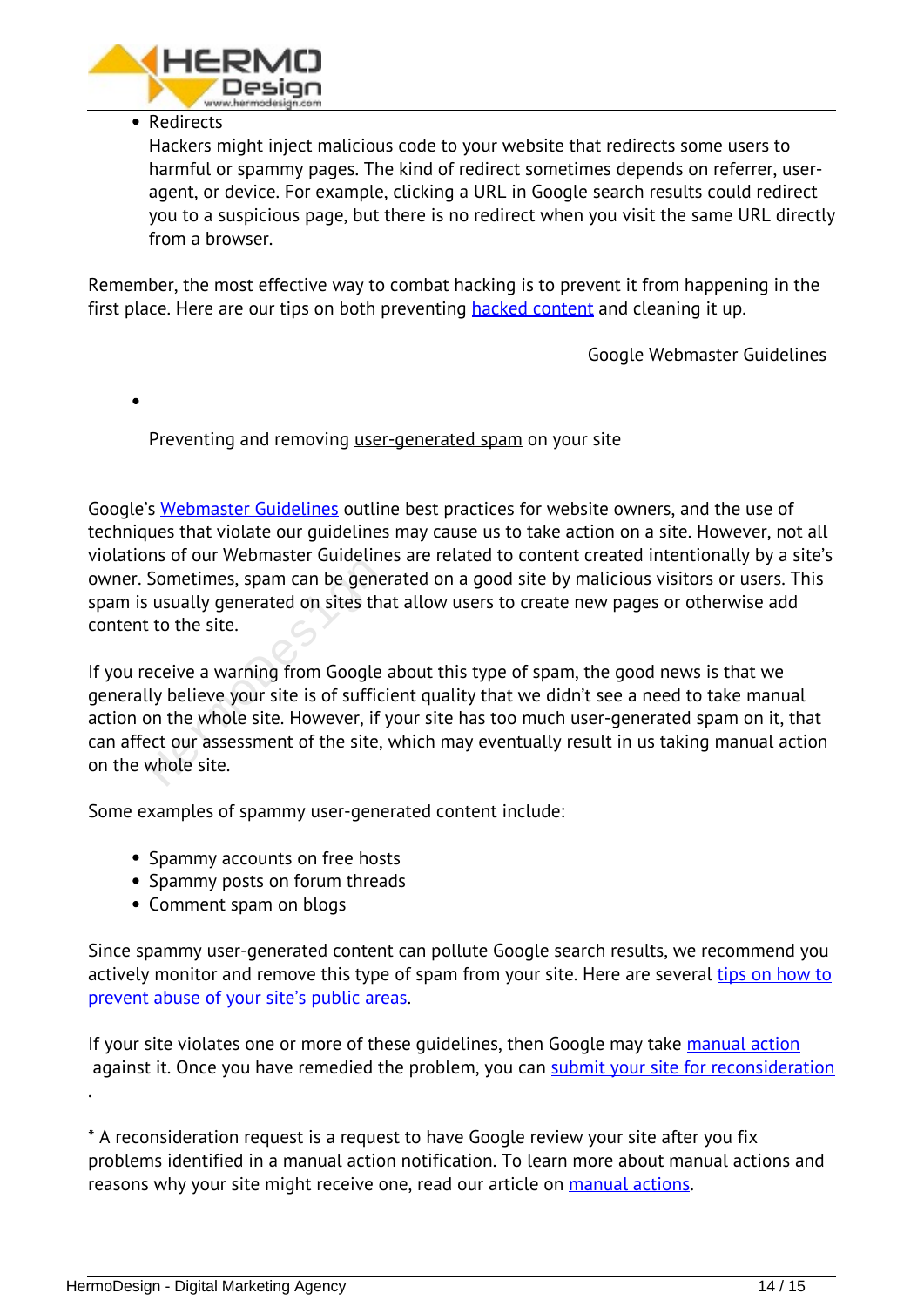- Redirects
  Hackers might inject malicious code to your website that redirects some users to harmful or spammy pages. The kind of redirect sometimes depends on referrer, user-agent, or device. For example, clicking a URL in Google search results could redirect you to a suspicious page, but there is no redirect when you visit the same URL directly from a browser.

Remember, the most effective way to combat hacking is to prevent it from happening in the first place. Here are our tips on both preventing [hacked content]() and cleaning it up.

Google Webmaster Guidelines

- 

  Preventing and removing user-generated spam on your site

Google's [Webmaster Guidelines]() outline best practices for website owners, and the use of techniques that violate our guidelines may cause us to take action on a site. However, not all violations of our Webmaster Guidelines are related to content created intentionally by a site's owner. Sometimes, spam can be generated on a good site by malicious visitors or users. This spam is usually generated on sites that allow users to create new pages or otherwise add content to the site.

If you receive a warning from Google about this type of spam, the good news is that we generally believe your site is of sufficient quality that we didn't see a need to take manual action on the whole site. However, if your site has too much user-generated spam on it, that can affect our assessment of the site, which may eventually result in us taking manual action on the whole site.

Some examples of spammy user-generated content include:

- Spammy accounts on free hosts
- Spammy posts on forum threads
- Comment spam on blogs

Since spammy user-generated content can pollute Google search results, we recommend you actively monitor and remove this type of spam from your site. Here are several [tips on how to prevent abuse of your site's public areas]().

If your site violates one or more of these guidelines, then Google may take [manual action]() against it. Once you have remedied the problem, you can [submit your site for reconsideration]().

* A reconsideration request is a request to have Google review your site after you fix problems identified in a manual action notification. To learn more about manual actions and reasons why your site might receive one, read our article on [manual actions]().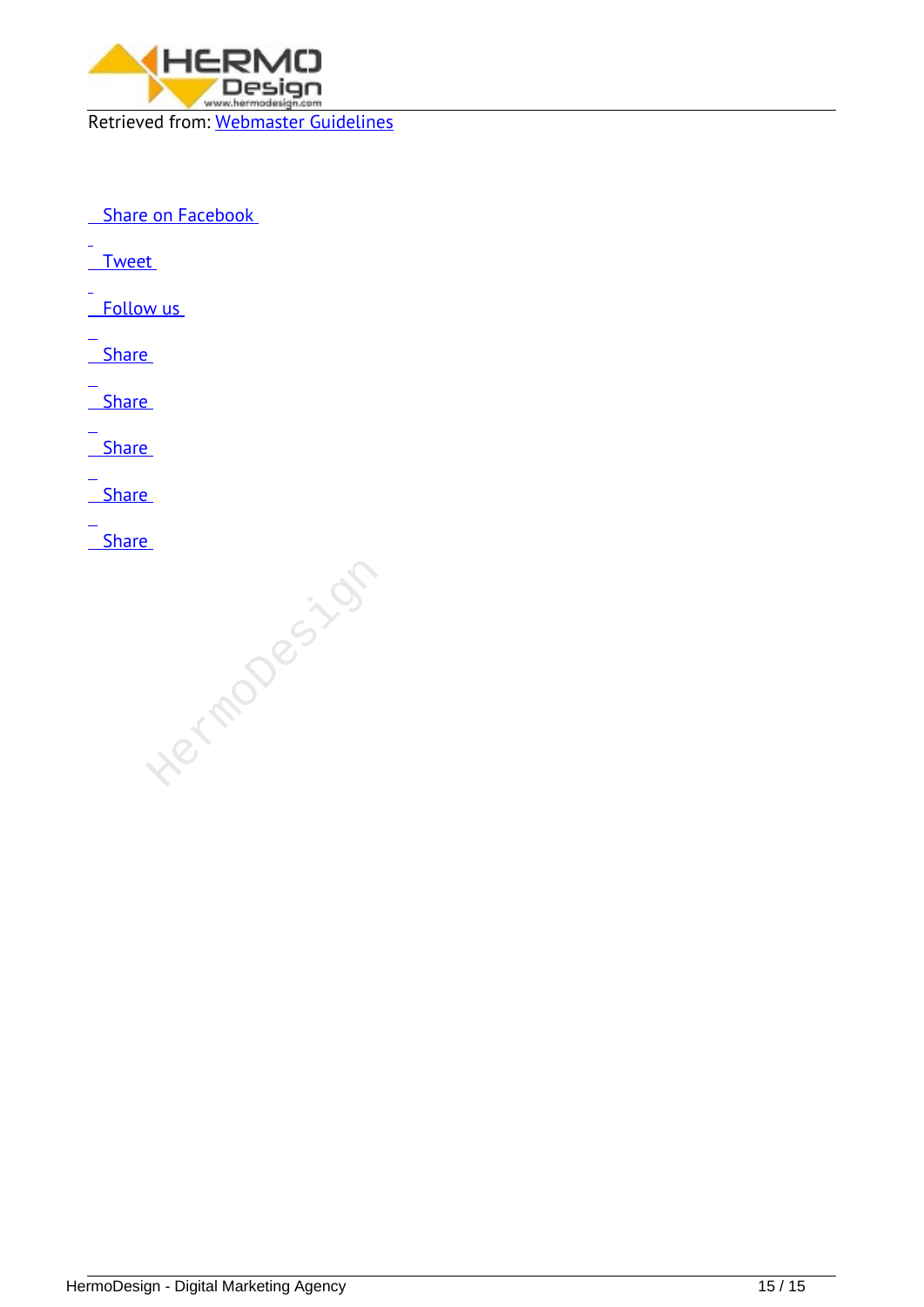Retrieved from: Webmaster Guidelines

Share on Facebook

Tweet

Follow us

Share

Share

Share

Share

Share